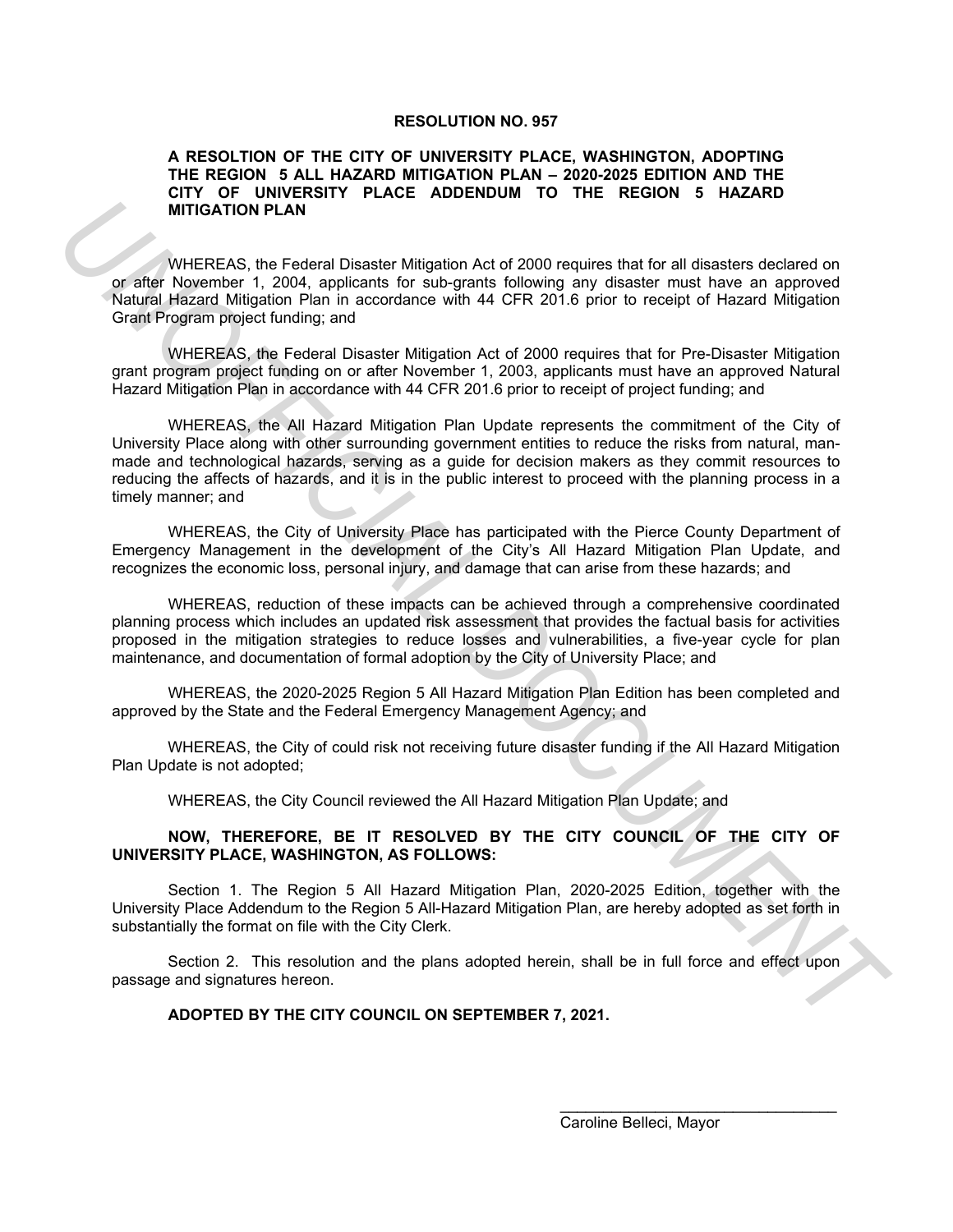# RESOLUTION NO. 957

**A RESOLTION OF THE CITY OF UNIVERSITY PLACE, WASHINGTON, ADOPTING THE REGION 5 ALL HAZARD MITIGATION PLAN – 2020-2025 EDITION AND THE CITY OF UNIVERSITY PLACE ADDENDUM TO THE REGION 5 HAZARD MITIGATION PLAN**

WHEREAS, the Federal Disaster Mitigation Act of 2000 requires that for all disasters declared on or after November 1, 2004, applicants for sub-grants following any disaster must have an approved Natural Hazard Mitigation Plan in accordance with 44 CFR 201.6 prior to receipt of Hazard Mitigation Grant Program project funding; and

WHEREAS, the Federal Disaster Mitigation Act of 2000 requires that for Pre-Disaster Mitigation grant program project funding on or after November 1, 2003, applicants must have an approved Natural Hazard Mitigation Plan in accordance with 44 CFR 201.6 prior to receipt of project funding; and

WHEREAS, the All Hazard Mitigation Plan Update represents the commitment of the City of University Place along with other surrounding government entities to reduce the risks from natural, man-made and technological hazards, serving as a guide for decision makers as they commit resources to reducing the affects of hazards, and it is in the public interest to proceed with the planning process in a timely manner; and

WHEREAS, the City of University Place has participated with the Pierce County Department of Emergency Management in the development of the City's All Hazard Mitigation Plan Update, and recognizes the economic loss, personal injury, and damage that can arise from these hazards; and

WHEREAS, reduction of these impacts can be achieved through a comprehensive coordinated planning process which includes an updated risk assessment that provides the factual basis for activities proposed in the mitigation strategies to reduce losses and vulnerabilities, a five-year cycle for plan maintenance, and documentation of formal adoption by the City of University Place; and

WHEREAS, the 2020-2025 Region 5 All Hazard Mitigation Plan Edition has been completed and approved by the State and the Federal Emergency Management Agency; and

WHEREAS, the City of could risk not receiving future disaster funding if the All Hazard Mitigation Plan Update is not adopted;

WHEREAS, the City Council reviewed the All Hazard Mitigation Plan Update; and

**NOW, THEREFORE, BE IT RESOLVED BY THE CITY COUNCIL OF THE CITY OF UNIVERSITY PLACE, WASHINGTON, AS FOLLOWS:**

Section 1. The Region 5 All Hazard Mitigation Plan, 2020-2025 Edition, together with the University Place Addendum to the Region 5 All-Hazard Mitigation Plan, are hereby adopted as set forth in substantially the format on file with the City Clerk.

Section 2. This resolution and the plans adopted herein, shall be in full force and effect upon passage and signatures hereon.

**ADOPTED BY THE CITY COUNCIL ON SEPTEMBER 7, 2021.**

\_\_\_\_\_\_\_\_\_\_\_\_\_\_\_\_\_\_\_\_\_\_\_\_\_\_\_\_\_\_\_\_

Caroline Belleci, Mayor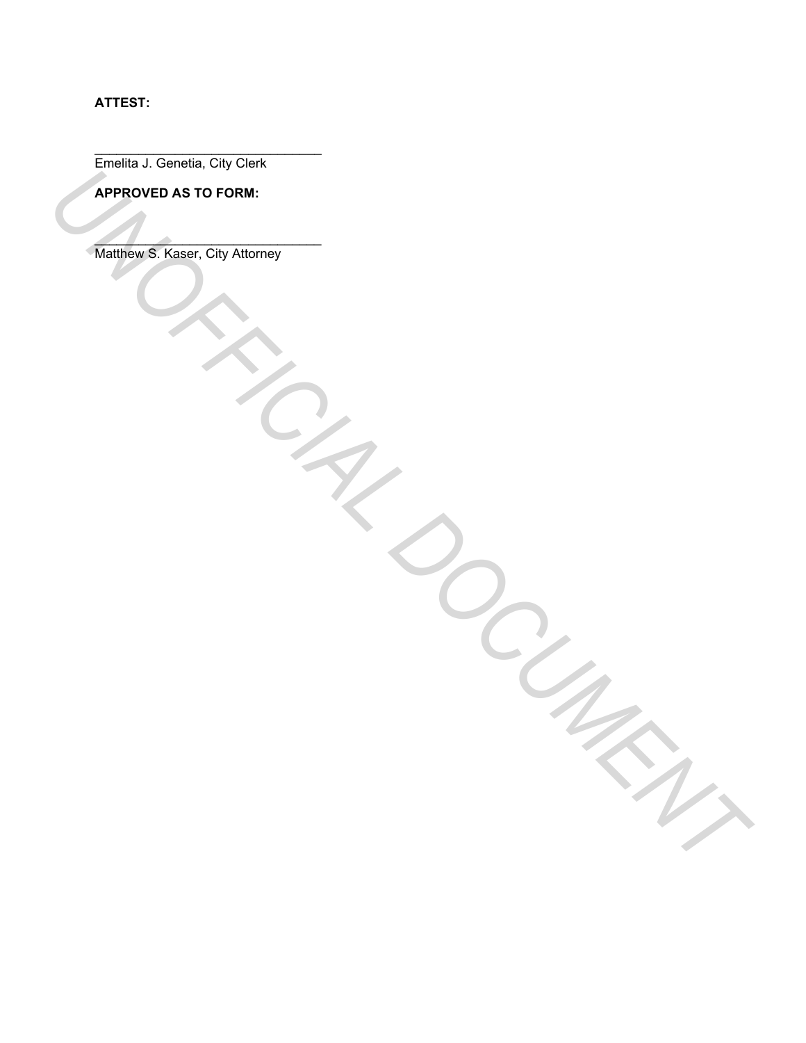**ATTEST:**

_______________________________
Emelita J. Genetia, City Clerk

**APPROVED AS TO FORM:**

_______________________________
Matthew S. Kaser, City Attorney